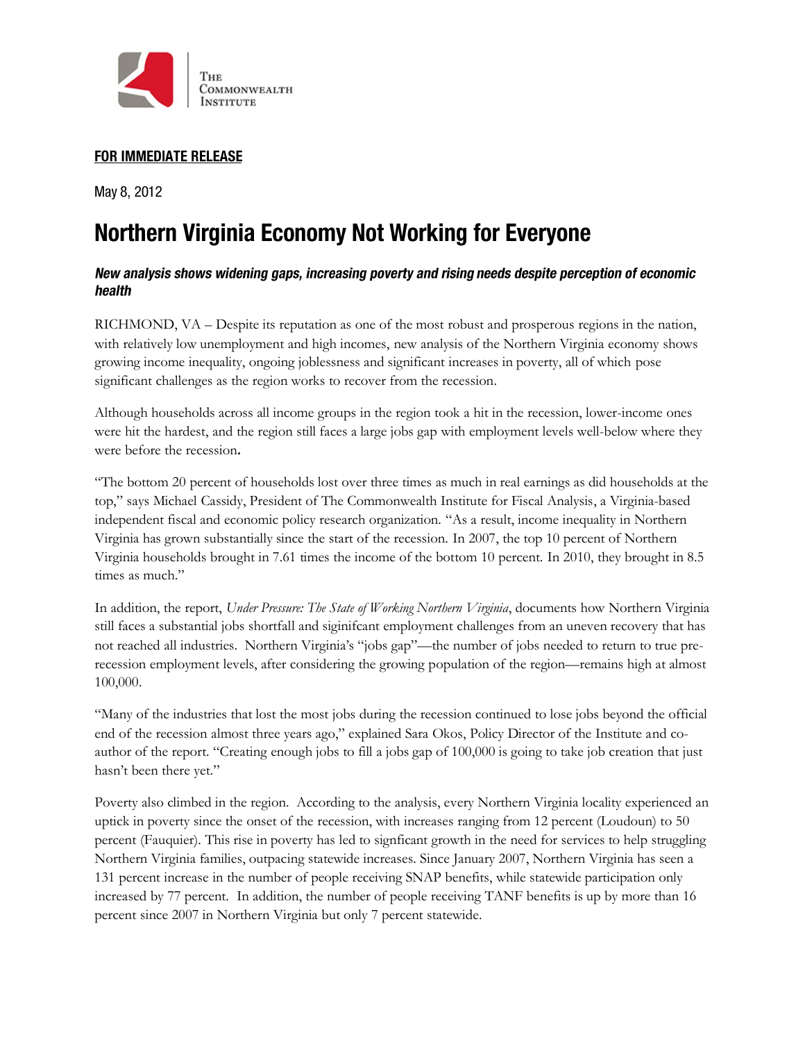The Commonwealth Institute

**FOR IMMEDIATE RELEASE**

May 8, 2012

# Northern Virginia Economy Not Working for Everyone

***New analysis shows widening gaps, increasing poverty and rising needs despite perception of economic health***

RICHMOND, VA – Despite its reputation as one of the most robust and prosperous regions in the nation, with relatively low unemployment and high incomes, new analysis of the Northern Virginia economy shows growing income inequality, ongoing joblessness and significant increases in poverty, all of which pose significant challenges as the region works to recover from the recession.

Although households across all income groups in the region took a hit in the recession, lower-income ones were hit the hardest, and the region still faces a large jobs gap with employment levels well-below where they were before the recession.

"The bottom 20 percent of households lost over three times as much in real earnings as did households at the top," says Michael Cassidy, President of The Commonwealth Institute for Fiscal Analysis, a Virginia-based independent fiscal and economic policy research organization. "As a result, income inequality in Northern Virginia has grown substantially since the start of the recession. In 2007, the top 10 percent of Northern Virginia households brought in 7.61 times the income of the bottom 10 percent. In 2010, they brought in 8.5 times as much."

In addition, the report, *Under Pressure: The State of Working Northern Virginia*, documents how Northern Virginia still faces a substantial jobs shortfall and siginifcant employment challenges from an uneven recovery that has not reached all industries. Northern Virginia's "jobs gap"—the number of jobs needed to return to true pre-recession employment levels, after considering the growing population of the region—remains high at almost 100,000.

"Many of the industries that lost the most jobs during the recession continued to lose jobs beyond the official end of the recession almost three years ago," explained Sara Okos, Policy Director of the Institute and co-author of the report. "Creating enough jobs to fill a jobs gap of 100,000 is going to take job creation that just hasn't been there yet."

Poverty also climbed in the region. According to the analysis, every Northern Virginia locality experienced an uptick in poverty since the onset of the recession, with increases ranging from 12 percent (Loudoun) to 50 percent (Fauquier). This rise in poverty has led to signficant growth in the need for services to help struggling Northern Virginia families, outpacing statewide increases. Since January 2007, Northern Virginia has seen a 131 percent increase in the number of people receiving SNAP benefits, while statewide participation only increased by 77 percent. In addition, the number of people receiving TANF benefits is up by more than 16 percent since 2007 in Northern Virginia but only 7 percent statewide.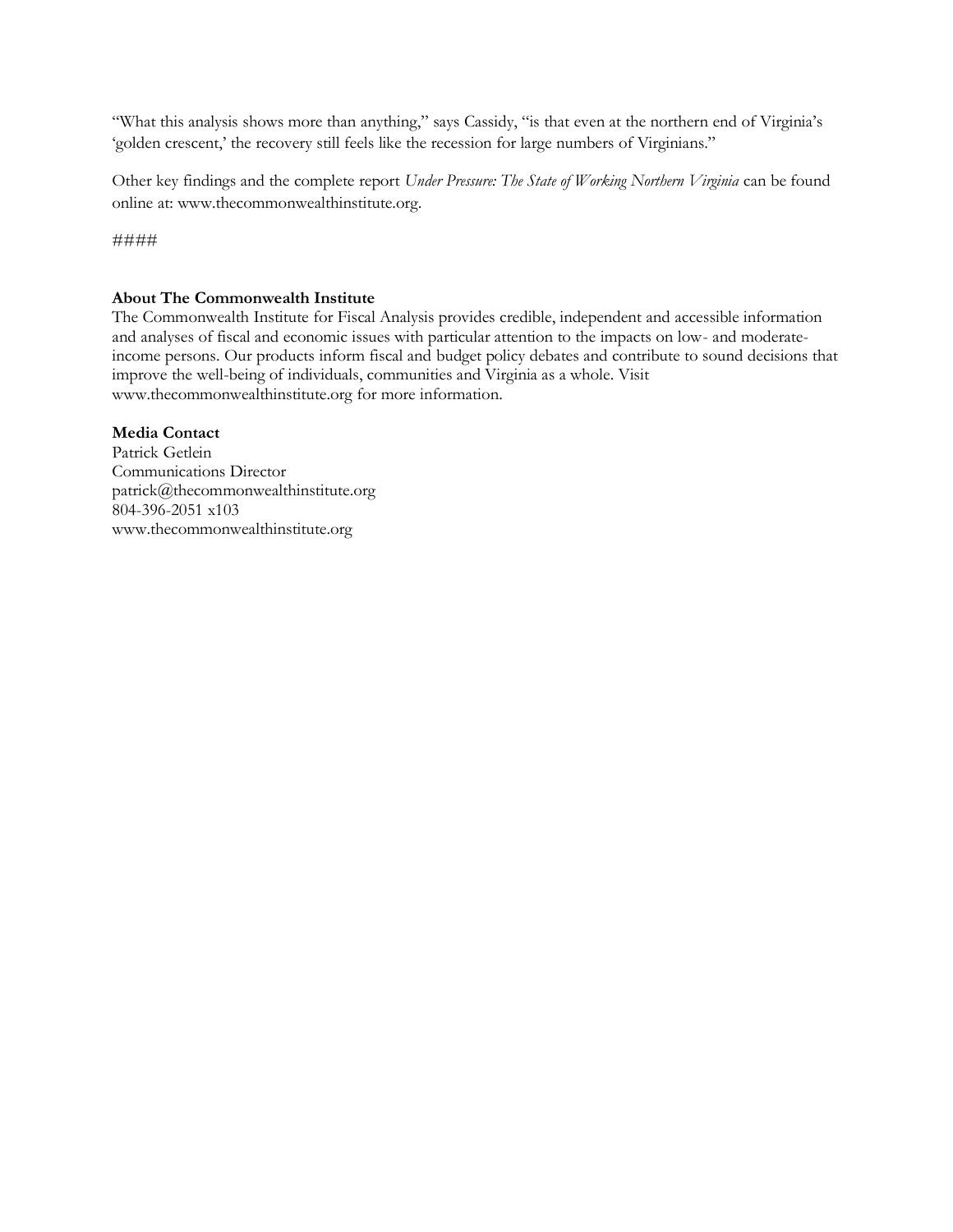"What this analysis shows more than anything," says Cassidy, "is that even at the northern end of Virginia's 'golden crescent,' the recovery still feels like the recession for large numbers of Virginians."

Other key findings and the complete report *Under Pressure: The State of Working Northern Virginia* can be found online at: www.thecommonwealthinstitute.org.

####

**About The Commonwealth Institute**
The Commonwealth Institute for Fiscal Analysis provides credible, independent and accessible information and analyses of fiscal and economic issues with particular attention to the impacts on low- and moderate-income persons. Our products inform fiscal and budget policy debates and contribute to sound decisions that improve the well-being of individuals, communities and Virginia as a whole. Visit www.thecommonwealthinstitute.org for more information.

**Media Contact**
Patrick Getlein
Communications Director
patrick@thecommonwealthinstitute.org
804-396-2051 x103
www.thecommonwealthinstitute.org